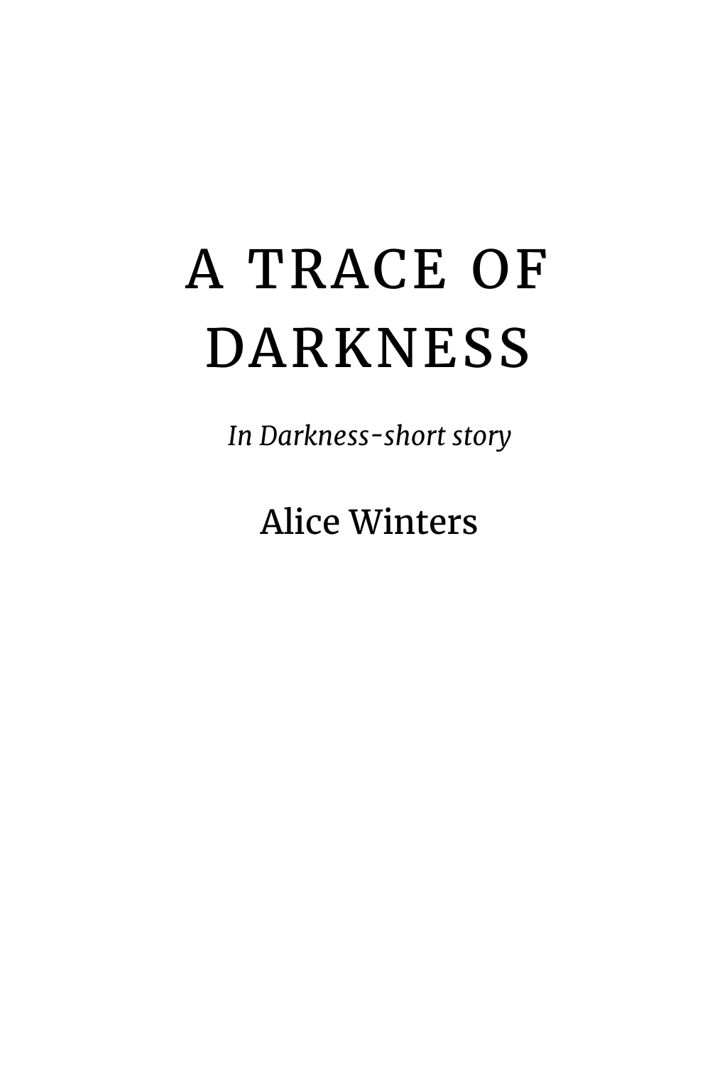# A TRACE OF DARKNESS

*In Darkness-short story*

Alice Winters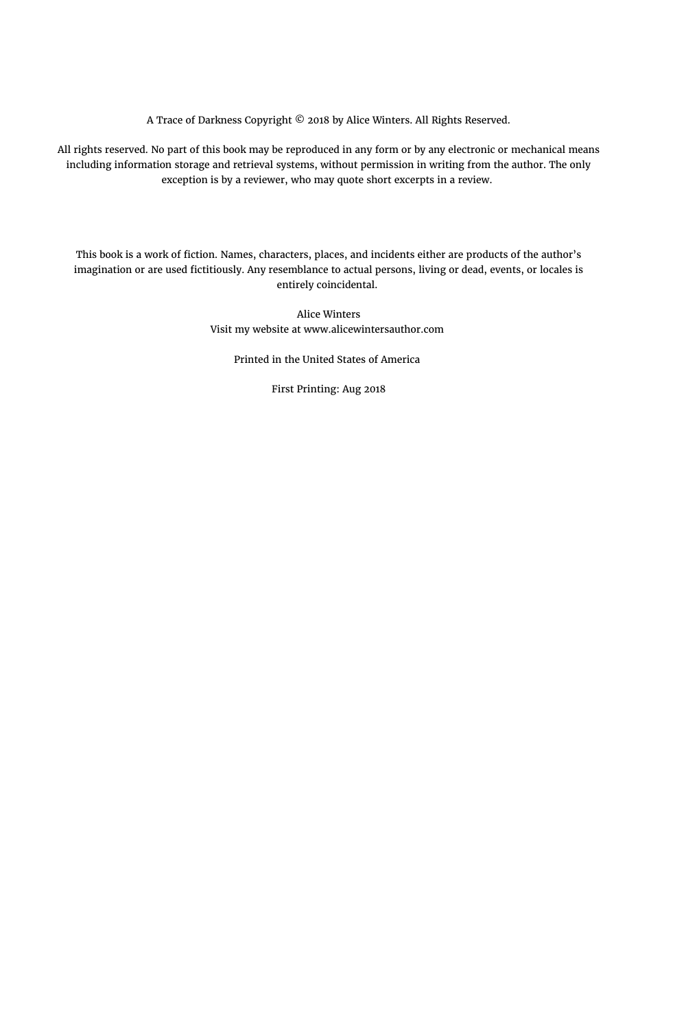A Trace of Darkness Copyright © 2018 by Alice Winters. All Rights Reserved.

All rights reserved. No part of this book may be reproduced in any form or by any electronic or mechanical means including information storage and retrieval systems, without permission in writing from the author. The only exception is by a reviewer, who may quote short excerpts in a review.

This book is a work of fiction. Names, characters, places, and incidents either are products of the author's imagination or are used fictitiously. Any resemblance to actual persons, living or dead, events, or locales is entirely coincidental.

Alice Winters
Visit my website at www.alicewintersauthor.com

Printed in the United States of America

First Printing: Aug 2018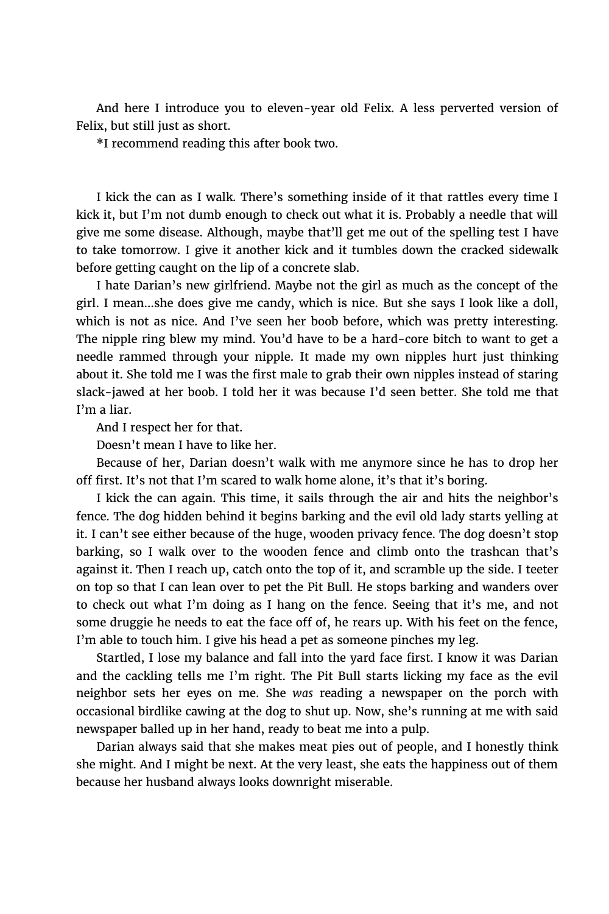And here I introduce you to eleven-year old Felix. A less perverted version of Felix, but still just as short.

*I recommend reading this after book two.

I kick the can as I walk. There's something inside of it that rattles every time I kick it, but I'm not dumb enough to check out what it is. Probably a needle that will give me some disease. Although, maybe that'll get me out of the spelling test I have to take tomorrow. I give it another kick and it tumbles down the cracked sidewalk before getting caught on the lip of a concrete slab.

I hate Darian's new girlfriend. Maybe not the girl as much as the concept of the girl. I mean…she does give me candy, which is nice. But she says I look like a doll, which is not as nice. And I've seen her boob before, which was pretty interesting. The nipple ring blew my mind. You'd have to be a hard-core bitch to want to get a needle rammed through your nipple. It made my own nipples hurt just thinking about it. She told me I was the first male to grab their own nipples instead of staring slack-jawed at her boob. I told her it was because I'd seen better. She told me that I'm a liar.

And I respect her for that.

Doesn't mean I have to like her.

Because of her, Darian doesn't walk with me anymore since he has to drop her off first. It's not that I'm scared to walk home alone, it's that it's boring.

I kick the can again. This time, it sails through the air and hits the neighbor's fence. The dog hidden behind it begins barking and the evil old lady starts yelling at it. I can't see either because of the huge, wooden privacy fence. The dog doesn't stop barking, so I walk over to the wooden fence and climb onto the trashcan that's against it. Then I reach up, catch onto the top of it, and scramble up the side. I teeter on top so that I can lean over to pet the Pit Bull. He stops barking and wanders over to check out what I'm doing as I hang on the fence. Seeing that it's me, and not some druggie he needs to eat the face off of, he rears up. With his feet on the fence, I'm able to touch him. I give his head a pet as someone pinches my leg.

Startled, I lose my balance and fall into the yard face first. I know it was Darian and the cackling tells me I'm right. The Pit Bull starts licking my face as the evil neighbor sets her eyes on me. She *was* reading a newspaper on the porch with occasional birdlike cawing at the dog to shut up. Now, she's running at me with said newspaper balled up in her hand, ready to beat me into a pulp.

Darian always said that she makes meat pies out of people, and I honestly think she might. And I might be next. At the very least, she eats the happiness out of them because her husband always looks downright miserable.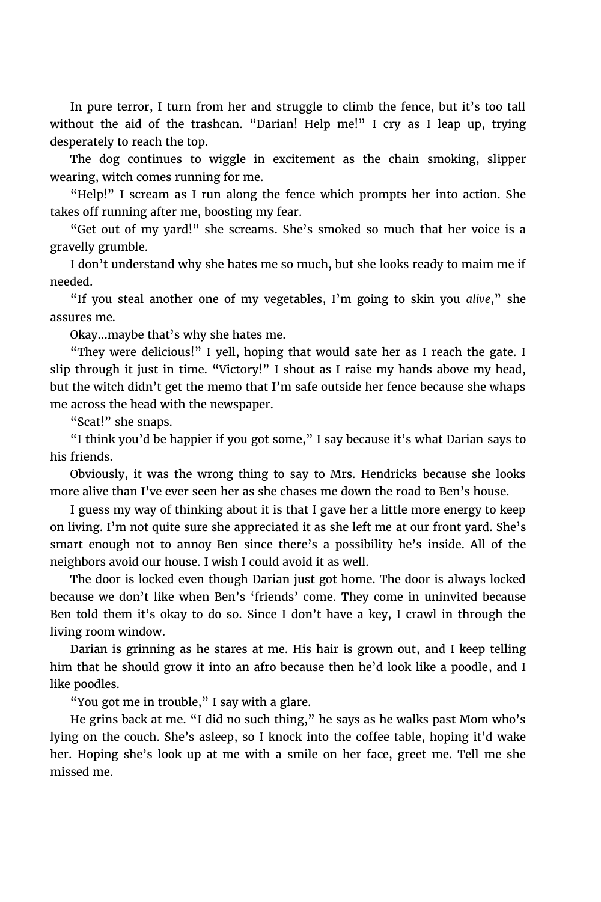In pure terror, I turn from her and struggle to climb the fence, but it's too tall without the aid of the trashcan. "Darian! Help me!" I cry as I leap up, trying desperately to reach the top.

The dog continues to wiggle in excitement as the chain smoking, slipper wearing, witch comes running for me.

"Help!" I scream as I run along the fence which prompts her into action. She takes off running after me, boosting my fear.

"Get out of my yard!" she screams. She's smoked so much that her voice is a gravelly grumble.

I don't understand why she hates me so much, but she looks ready to maim me if needed.

"If you steal another one of my vegetables, I'm going to skin you *alive*," she assures me.

Okay…maybe that's why she hates me.

"They were delicious!" I yell, hoping that would sate her as I reach the gate. I slip through it just in time. "Victory!" I shout as I raise my hands above my head, but the witch didn't get the memo that I'm safe outside her fence because she whaps me across the head with the newspaper.

"Scat!" she snaps.

"I think you'd be happier if you got some," I say because it's what Darian says to his friends.

Obviously, it was the wrong thing to say to Mrs. Hendricks because she looks more alive than I've ever seen her as she chases me down the road to Ben's house.

I guess my way of thinking about it is that I gave her a little more energy to keep on living. I'm not quite sure she appreciated it as she left me at our front yard. She's smart enough not to annoy Ben since there's a possibility he's inside. All of the neighbors avoid our house. I wish I could avoid it as well.

The door is locked even though Darian just got home. The door is always locked because we don't like when Ben's 'friends' come. They come in uninvited because Ben told them it's okay to do so. Since I don't have a key, I crawl in through the living room window.

Darian is grinning as he stares at me. His hair is grown out, and I keep telling him that he should grow it into an afro because then he'd look like a poodle, and I like poodles.

"You got me in trouble," I say with a glare.

He grins back at me. "I did no such thing," he says as he walks past Mom who's lying on the couch. She's asleep, so I knock into the coffee table, hoping it'd wake her. Hoping she's look up at me with a smile on her face, greet me. Tell me she missed me.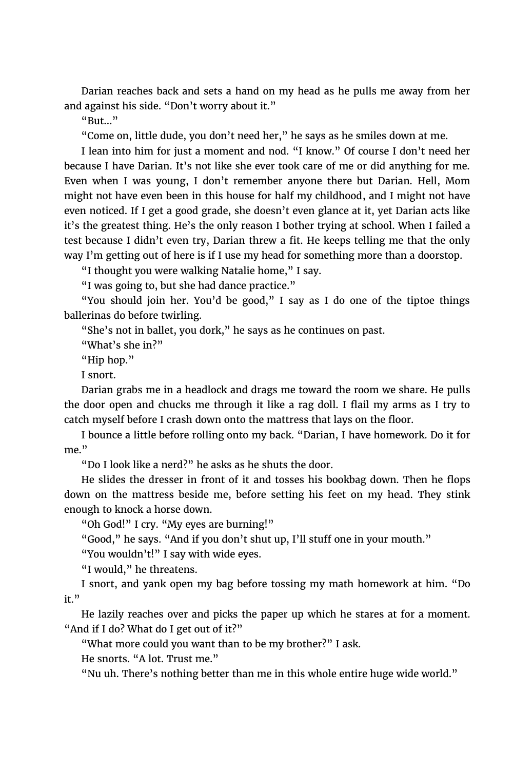Darian reaches back and sets a hand on my head as he pulls me away from her and against his side. "Don't worry about it."

"But..."

"Come on, little dude, you don't need her," he says as he smiles down at me.

I lean into him for just a moment and nod. "I know." Of course I don't need her because I have Darian. It's not like she ever took care of me or did anything for me. Even when I was young, I don't remember anyone there but Darian. Hell, Mom might not have even been in this house for half my childhood, and I might not have even noticed. If I get a good grade, she doesn't even glance at it, yet Darian acts like it's the greatest thing. He's the only reason I bother trying at school. When I failed a test because I didn't even try, Darian threw a fit. He keeps telling me that the only way I'm getting out of here is if I use my head for something more than a doorstop.

"I thought you were walking Natalie home," I say.

"I was going to, but she had dance practice."

"You should join her. You'd be good," I say as I do one of the tiptoe things ballerinas do before twirling.

"She's not in ballet, you dork," he says as he continues on past.

"What's she in?"

"Hip hop."

I snort.

Darian grabs me in a headlock and drags me toward the room we share. He pulls the door open and chucks me through it like a rag doll. I flail my arms as I try to catch myself before I crash down onto the mattress that lays on the floor.

I bounce a little before rolling onto my back. "Darian, I have homework. Do it for me."

"Do I look like a nerd?" he asks as he shuts the door.

He slides the dresser in front of it and tosses his bookbag down. Then he flops down on the mattress beside me, before setting his feet on my head. They stink enough to knock a horse down.

"Oh God!" I cry. "My eyes are burning!"

"Good," he says. "And if you don't shut up, I'll stuff one in your mouth."

"You wouldn't!" I say with wide eyes.

"I would," he threatens.

I snort, and yank open my bag before tossing my math homework at him. "Do it."

He lazily reaches over and picks the paper up which he stares at for a moment. "And if I do? What do I get out of it?"

"What more could you want than to be my brother?" I ask.

He snorts. "A lot. Trust me."

"Nu uh. There's nothing better than me in this whole entire huge wide world."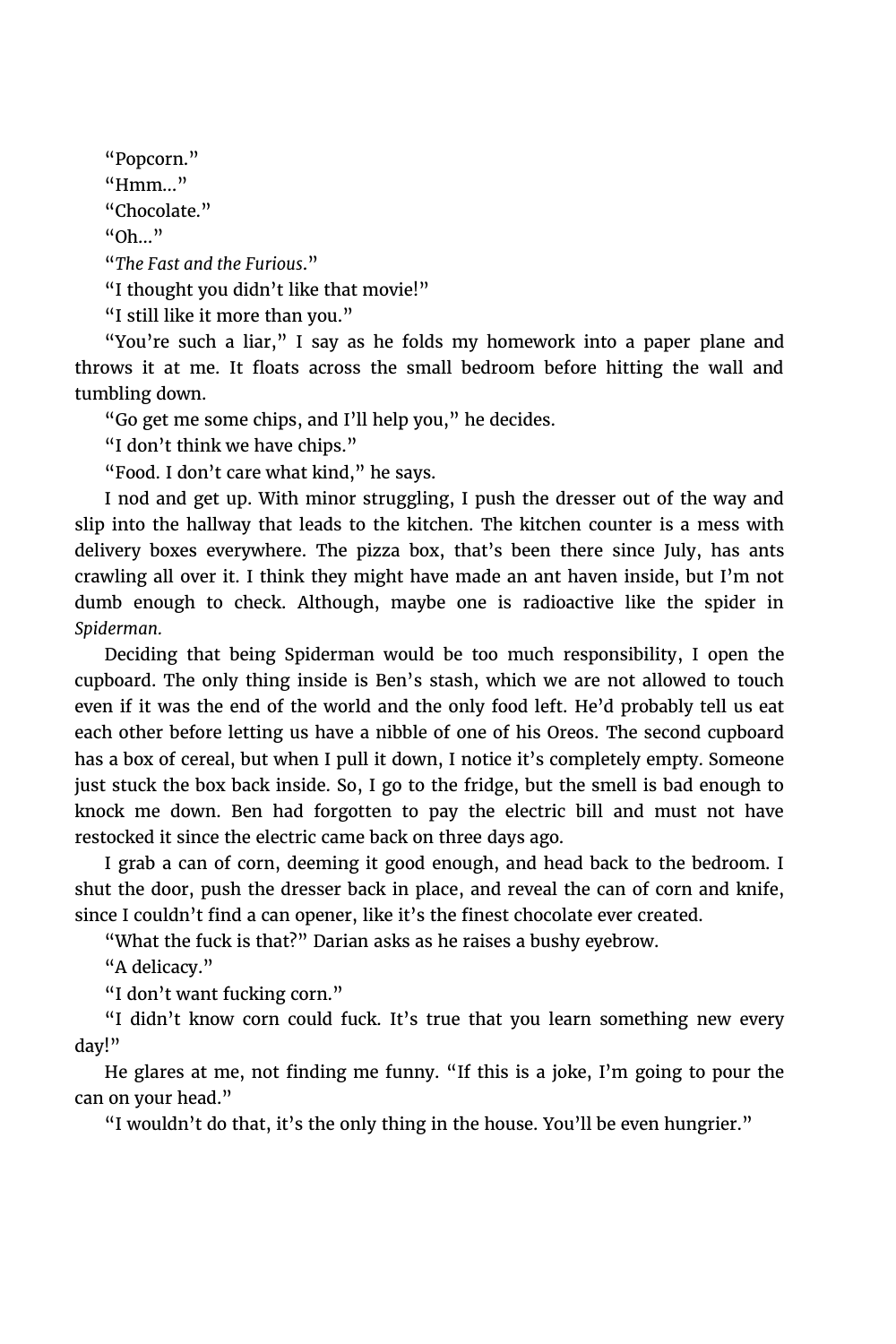"Popcorn."

"Hmm…"

"Chocolate."

"Oh…"

"*The Fast and the Furious*."

"I thought you didn't like that movie!"

"I still like it more than you."

"You're such a liar," I say as he folds my homework into a paper plane and throws it at me. It floats across the small bedroom before hitting the wall and tumbling down.

"Go get me some chips, and I'll help you," he decides.

"I don't think we have chips."

"Food. I don't care what kind," he says.

I nod and get up. With minor struggling, I push the dresser out of the way and slip into the hallway that leads to the kitchen. The kitchen counter is a mess with delivery boxes everywhere. The pizza box, that's been there since July, has ants crawling all over it. I think they might have made an ant haven inside, but I'm not dumb enough to check. Although, maybe one is radioactive like the spider in *Spiderman.*

Deciding that being Spiderman would be too much responsibility, I open the cupboard. The only thing inside is Ben's stash, which we are not allowed to touch even if it was the end of the world and the only food left. He'd probably tell us eat each other before letting us have a nibble of one of his Oreos. The second cupboard has a box of cereal, but when I pull it down, I notice it's completely empty. Someone just stuck the box back inside. So, I go to the fridge, but the smell is bad enough to knock me down. Ben had forgotten to pay the electric bill and must not have restocked it since the electric came back on three days ago.

I grab a can of corn, deeming it good enough, and head back to the bedroom. I shut the door, push the dresser back in place, and reveal the can of corn and knife, since I couldn't find a can opener, like it's the finest chocolate ever created.

"What the fuck is that?" Darian asks as he raises a bushy eyebrow.

"A delicacy."

"I don't want fucking corn."

"I didn't know corn could fuck. It's true that you learn something new every day!"

He glares at me, not finding me funny. "If this is a joke, I'm going to pour the can on your head."

"I wouldn't do that, it's the only thing in the house. You'll be even hungrier."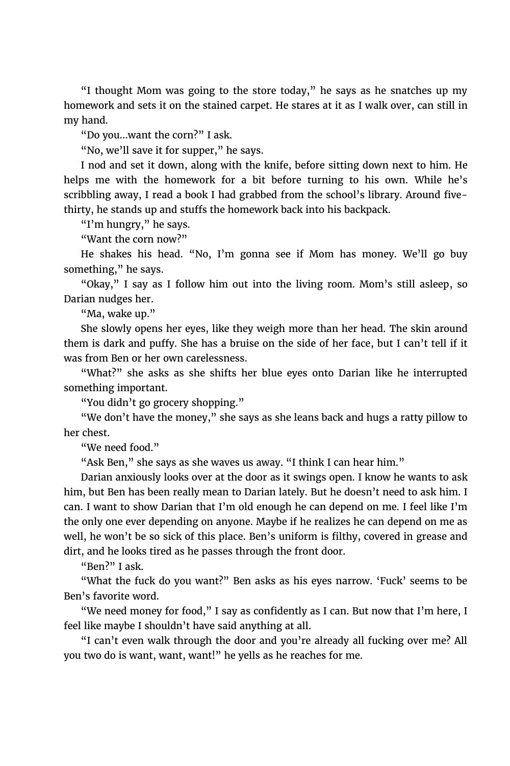"I thought Mom was going to the store today," he says as he snatches up my homework and sets it on the stained carpet. He stares at it as I walk over, can still in my hand.

"Do you...want the corn?" I ask.

"No, we'll save it for supper," he says.

I nod and set it down, along with the knife, before sitting down next to him. He helps me with the homework for a bit before turning to his own. While he's scribbling away, I read a book I had grabbed from the school's library. Around five-thirty, he stands up and stuffs the homework back into his backpack.

"I'm hungry," he says.

"Want the corn now?"

He shakes his head. "No, I'm gonna see if Mom has money. We'll go buy something," he says.

"Okay," I say as I follow him out into the living room. Mom's still asleep, so Darian nudges her.

"Ma, wake up."

She slowly opens her eyes, like they weigh more than her head. The skin around them is dark and puffy. She has a bruise on the side of her face, but I can't tell if it was from Ben or her own carelessness.

"What?" she asks as she shifts her blue eyes onto Darian like he interrupted something important.

"You didn't go grocery shopping."

"We don't have the money," she says as she leans back and hugs a ratty pillow to her chest.

"We need food."

"Ask Ben," she says as she waves us away. "I think I can hear him."

Darian anxiously looks over at the door as it swings open. I know he wants to ask him, but Ben has been really mean to Darian lately. But he doesn't need to ask him. I can. I want to show Darian that I'm old enough he can depend on me. I feel like I'm the only one ever depending on anyone. Maybe if he realizes he can depend on me as well, he won't be so sick of this place. Ben's uniform is filthy, covered in grease and dirt, and he looks tired as he passes through the front door.

"Ben?" I ask.

"What the fuck do you want?" Ben asks as his eyes narrow. 'Fuck' seems to be Ben's favorite word.

"We need money for food," I say as confidently as I can. But now that I'm here, I feel like maybe I shouldn't have said anything at all.

"I can't even walk through the door and you're already all fucking over me? All you two do is want, want, want!" he yells as he reaches for me.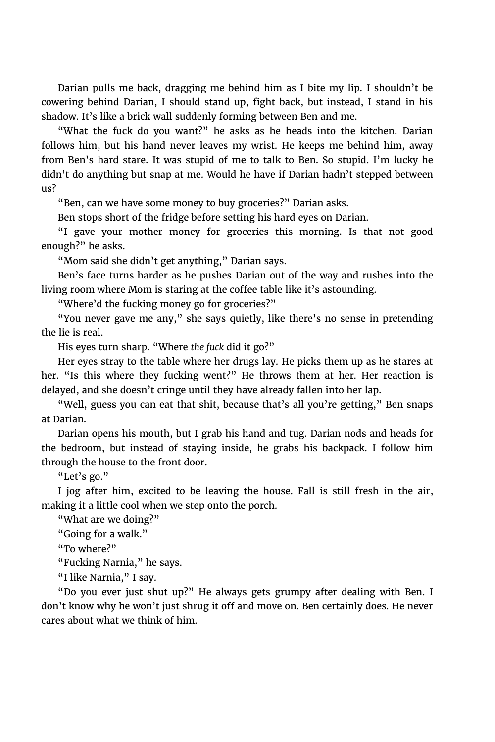Darian pulls me back, dragging me behind him as I bite my lip. I shouldn't be cowering behind Darian, I should stand up, fight back, but instead, I stand in his shadow. It's like a brick wall suddenly forming between Ben and me.

"What the fuck do you want?" he asks as he heads into the kitchen. Darian follows him, but his hand never leaves my wrist. He keeps me behind him, away from Ben's hard stare. It was stupid of me to talk to Ben. So stupid. I'm lucky he didn't do anything but snap at me. Would he have if Darian hadn't stepped between us?

"Ben, can we have some money to buy groceries?" Darian asks.

Ben stops short of the fridge before setting his hard eyes on Darian.

"I gave your mother money for groceries this morning. Is that not good enough?" he asks.

"Mom said she didn't get anything," Darian says.

Ben's face turns harder as he pushes Darian out of the way and rushes into the living room where Mom is staring at the coffee table like it's astounding.

"Where'd the fucking money go for groceries?"

"You never gave me any," she says quietly, like there's no sense in pretending the lie is real.

His eyes turn sharp. "Where *the fuck* did it go?"

Her eyes stray to the table where her drugs lay. He picks them up as he stares at her. "Is this where they fucking went?" He throws them at her. Her reaction is delayed, and she doesn't cringe until they have already fallen into her lap.

"Well, guess you can eat that shit, because that's all you're getting," Ben snaps at Darian.

Darian opens his mouth, but I grab his hand and tug. Darian nods and heads for the bedroom, but instead of staying inside, he grabs his backpack. I follow him through the house to the front door.

"Let's go."

I jog after him, excited to be leaving the house. Fall is still fresh in the air, making it a little cool when we step onto the porch.

"What are we doing?"

"Going for a walk."

"To where?"

"Fucking Narnia," he says.

"I like Narnia," I say.

"Do you ever just shut up?" He always gets grumpy after dealing with Ben. I don't know why he won't just shrug it off and move on. Ben certainly does. He never cares about what we think of him.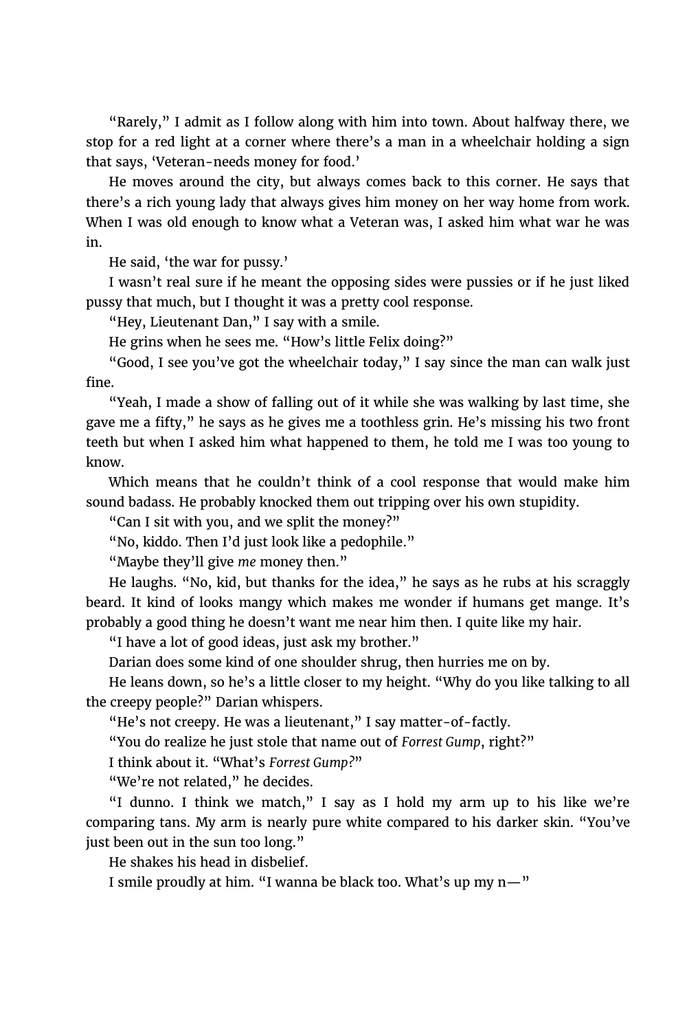"Rarely," I admit as I follow along with him into town. About halfway there, we stop for a red light at a corner where there's a man in a wheelchair holding a sign that says, 'Veteran-needs money for food.'

He moves around the city, but always comes back to this corner. He says that there's a rich young lady that always gives him money on her way home from work. When I was old enough to know what a Veteran was, I asked him what war he was in.

He said, 'the war for pussy.'

I wasn't real sure if he meant the opposing sides were pussies or if he just liked pussy that much, but I thought it was a pretty cool response.

"Hey, Lieutenant Dan," I say with a smile.

He grins when he sees me. "How's little Felix doing?"

"Good, I see you've got the wheelchair today," I say since the man can walk just fine.

"Yeah, I made a show of falling out of it while she was walking by last time, she gave me a fifty," he says as he gives me a toothless grin. He's missing his two front teeth but when I asked him what happened to them, he told me I was too young to know.

Which means that he couldn't think of a cool response that would make him sound badass. He probably knocked them out tripping over his own stupidity.

"Can I sit with you, and we split the money?"

"No, kiddo. Then I'd just look like a pedophile."

"Maybe they'll give *me* money then."

He laughs. "No, kid, but thanks for the idea," he says as he rubs at his scraggly beard. It kind of looks mangy which makes me wonder if humans get mange. It's probably a good thing he doesn't want me near him then. I quite like my hair.

"I have a lot of good ideas, just ask my brother."

Darian does some kind of one shoulder shrug, then hurries me on by.

He leans down, so he's a little closer to my height. "Why do you like talking to all the creepy people?" Darian whispers.

"He's not creepy. He was a lieutenant," I say matter-of-factly.

"You do realize he just stole that name out of *Forrest Gump*, right?"

I think about it. "What's *Forrest Gump?*"

"We're not related," he decides.

"I dunno. I think we match," I say as I hold my arm up to his like we're comparing tans. My arm is nearly pure white compared to his darker skin. "You've just been out in the sun too long."

He shakes his head in disbelief.

I smile proudly at him. "I wanna be black too. What's up my n—"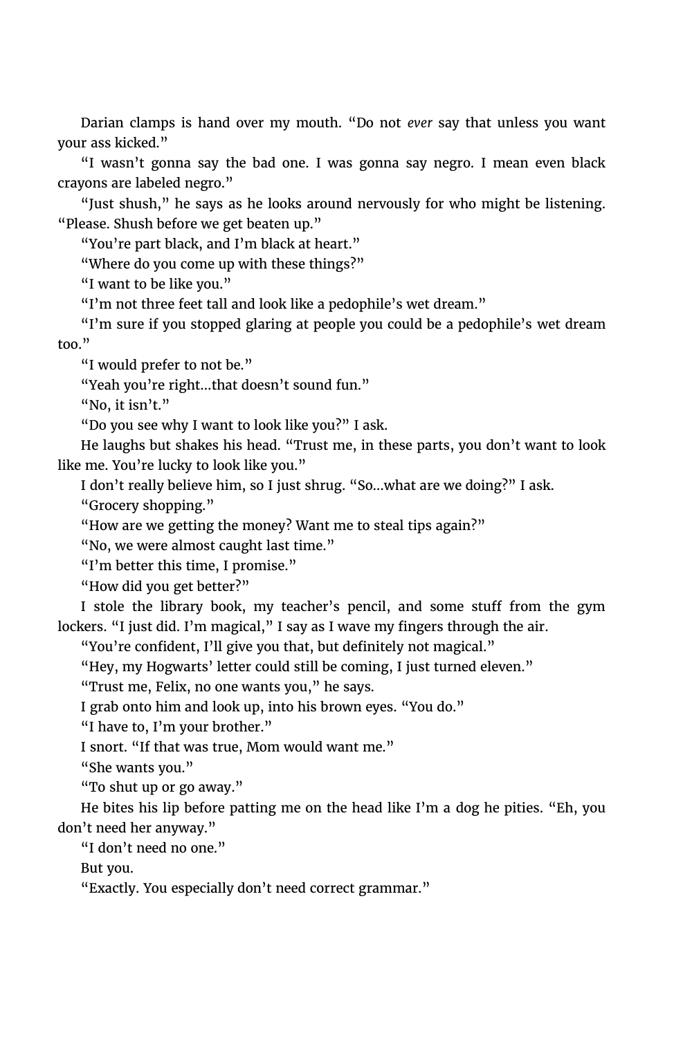Darian clamps is hand over my mouth. "Do not *ever* say that unless you want your ass kicked."

"I wasn't gonna say the bad one. I was gonna say negro. I mean even black crayons are labeled negro."

"Just shush," he says as he looks around nervously for who might be listening. "Please. Shush before we get beaten up."

"You're part black, and I'm black at heart."

"Where do you come up with these things?"

"I want to be like you."

"I'm not three feet tall and look like a pedophile's wet dream."

"I'm sure if you stopped glaring at people you could be a pedophile's wet dream too."

"I would prefer to not be."

"Yeah you're right…that doesn't sound fun."

"No, it isn't."

"Do you see why I want to look like you?" I ask.

He laughs but shakes his head. "Trust me, in these parts, you don't want to look like me. You're lucky to look like you."

I don't really believe him, so I just shrug. "So…what are we doing?" I ask.

"Grocery shopping."

"How are we getting the money? Want me to steal tips again?"

"No, we were almost caught last time."

"I'm better this time, I promise."

"How did you get better?"

I stole the library book, my teacher's pencil, and some stuff from the gym lockers. "I just did. I'm magical," I say as I wave my fingers through the air.

"You're confident, I'll give you that, but definitely not magical."

"Hey, my Hogwarts' letter could still be coming, I just turned eleven."

"Trust me, Felix, no one wants you," he says.

I grab onto him and look up, into his brown eyes. "You do."

"I have to, I'm your brother."

I snort. "If that was true, Mom would want me."

"She wants you."

"To shut up or go away."

He bites his lip before patting me on the head like I'm a dog he pities. "Eh, you don't need her anyway."

"I don't need no one."

But you.

"Exactly. You especially don't need correct grammar."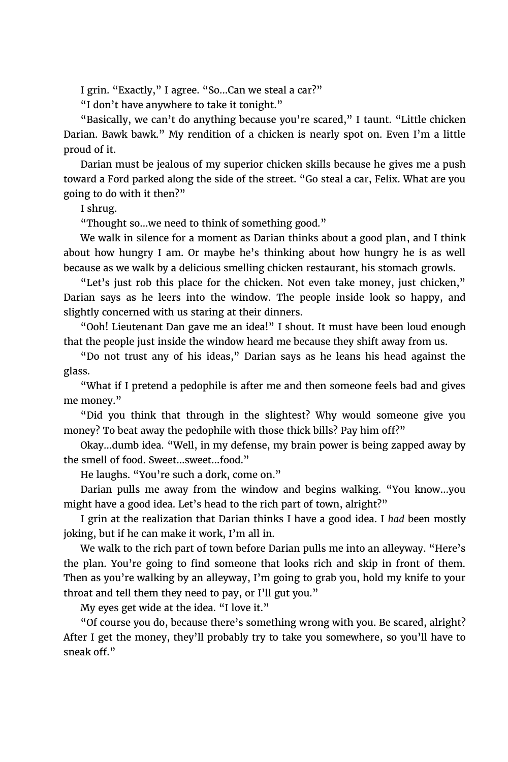I grin. “Exactly,” I agree. “So…Can we steal a car?”

“I don’t have anywhere to take it tonight.”

“Basically, we can’t do anything because you’re scared,” I taunt. “Little chicken Darian. Bawk bawk.” My rendition of a chicken is nearly spot on. Even I’m a little proud of it.

Darian must be jealous of my superior chicken skills because he gives me a push toward a Ford parked along the side of the street. “Go steal a car, Felix. What are you going to do with it then?”

I shrug.

“Thought so…we need to think of something good.”

We walk in silence for a moment as Darian thinks about a good plan, and I think about how hungry I am. Or maybe he’s thinking about how hungry he is as well because as we walk by a delicious smelling chicken restaurant, his stomach growls.

“Let’s just rob this place for the chicken. Not even take money, just chicken,” Darian says as he leers into the window. The people inside look so happy, and slightly concerned with us staring at their dinners.

“Ooh! Lieutenant Dan gave me an idea!” I shout. It must have been loud enough that the people just inside the window heard me because they shift away from us.

“Do not trust any of his ideas,” Darian says as he leans his head against the glass.

“What if I pretend a pedophile is after me and then someone feels bad and gives me money.”

“Did you think that through in the slightest? Why would someone give you money? To beat away the pedophile with those thick bills? Pay him off?”

Okay…dumb idea. “Well, in my defense, my brain power is being zapped away by the smell of food. Sweet…sweet…food.”

He laughs. “You’re such a dork, come on.”

Darian pulls me away from the window and begins walking. “You know…you might have a good idea. Let’s head to the rich part of town, alright?”

I grin at the realization that Darian thinks I have a good idea. I *had* been mostly joking, but if he can make it work, I’m all in.

We walk to the rich part of town before Darian pulls me into an alleyway. “Here’s the plan. You’re going to find someone that looks rich and skip in front of them. Then as you’re walking by an alleyway, I’m going to grab you, hold my knife to your throat and tell them they need to pay, or I’ll gut you.”

My eyes get wide at the idea. “I love it.”

“Of course you do, because there’s something wrong with you. Be scared, alright? After I get the money, they’ll probably try to take you somewhere, so you’ll have to sneak off.”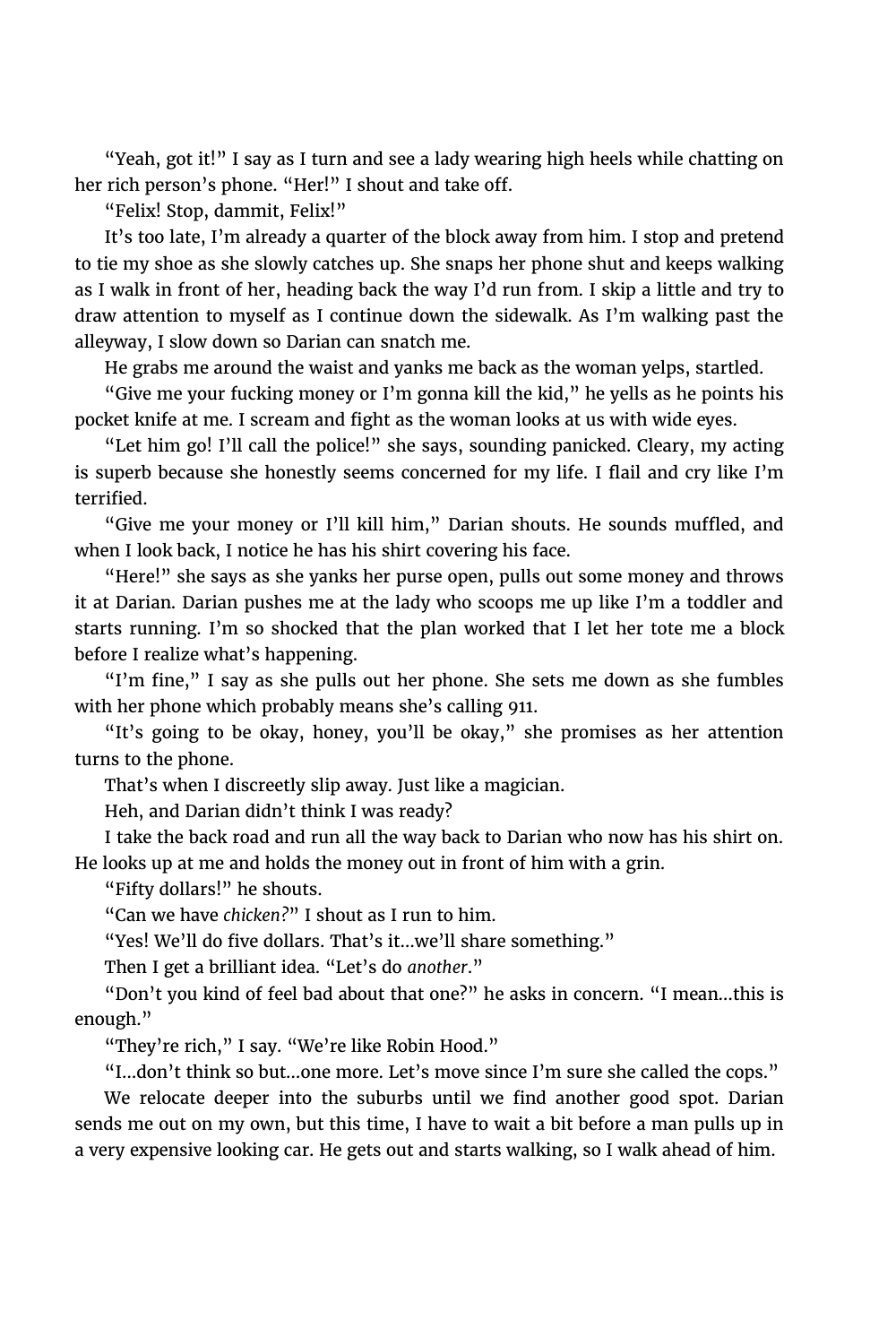"Yeah, got it!" I say as I turn and see a lady wearing high heels while chatting on her rich person's phone. "Her!" I shout and take off.

"Felix! Stop, dammit, Felix!"

It's too late, I'm already a quarter of the block away from him. I stop and pretend to tie my shoe as she slowly catches up. She snaps her phone shut and keeps walking as I walk in front of her, heading back the way I'd run from. I skip a little and try to draw attention to myself as I continue down the sidewalk. As I'm walking past the alleyway, I slow down so Darian can snatch me.

He grabs me around the waist and yanks me back as the woman yelps, startled.

"Give me your fucking money or I'm gonna kill the kid," he yells as he points his pocket knife at me. I scream and fight as the woman looks at us with wide eyes.

"Let him go! I'll call the police!" she says, sounding panicked. Cleary, my acting is superb because she honestly seems concerned for my life. I flail and cry like I'm terrified.

"Give me your money or I'll kill him," Darian shouts. He sounds muffled, and when I look back, I notice he has his shirt covering his face.

"Here!" she says as she yanks her purse open, pulls out some money and throws it at Darian. Darian pushes me at the lady who scoops me up like I'm a toddler and starts running. I'm so shocked that the plan worked that I let her tote me a block before I realize what's happening.

"I'm fine," I say as she pulls out her phone. She sets me down as she fumbles with her phone which probably means she's calling 911.

"It's going to be okay, honey, you'll be okay," she promises as her attention turns to the phone.

That's when I discreetly slip away. Just like a magician.

Heh, and Darian didn't think I was ready?

I take the back road and run all the way back to Darian who now has his shirt on. He looks up at me and holds the money out in front of him with a grin.

"Fifty dollars!" he shouts.

"Can we have *chicken?*" I shout as I run to him.

"Yes! We'll do five dollars. That's it…we'll share something."

Then I get a brilliant idea. "Let's do *another*."

"Don't you kind of feel bad about that one?" he asks in concern. "I mean…this is enough."

"They're rich," I say. "We're like Robin Hood."

"I…don't think so but…one more. Let's move since I'm sure she called the cops."

We relocate deeper into the suburbs until we find another good spot. Darian sends me out on my own, but this time, I have to wait a bit before a man pulls up in a very expensive looking car. He gets out and starts walking, so I walk ahead of him.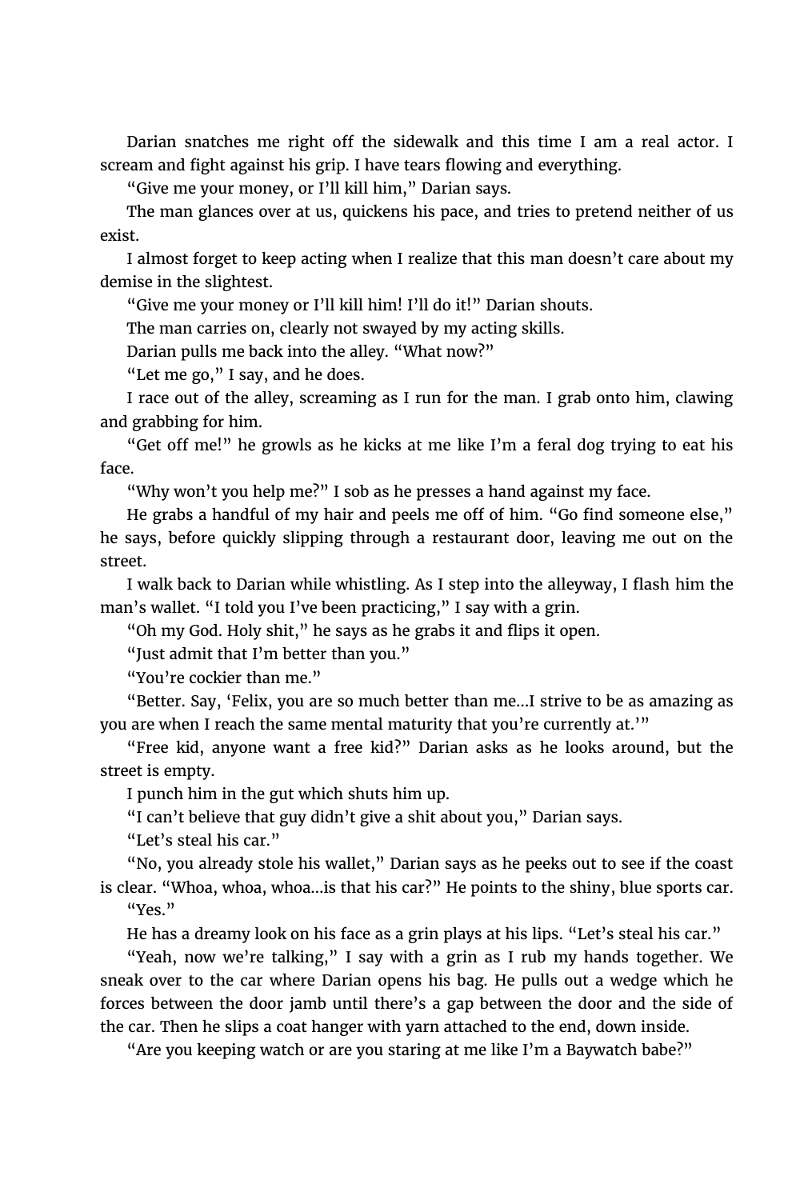Darian snatches me right off the sidewalk and this time I am a real actor. I scream and fight against his grip. I have tears flowing and everything.

"Give me your money, or I'll kill him," Darian says.

The man glances over at us, quickens his pace, and tries to pretend neither of us exist.

I almost forget to keep acting when I realize that this man doesn't care about my demise in the slightest.

"Give me your money or I'll kill him! I'll do it!" Darian shouts.

The man carries on, clearly not swayed by my acting skills.

Darian pulls me back into the alley. "What now?"

"Let me go," I say, and he does.

I race out of the alley, screaming as I run for the man. I grab onto him, clawing and grabbing for him.

"Get off me!" he growls as he kicks at me like I'm a feral dog trying to eat his face.

"Why won't you help me?" I sob as he presses a hand against my face.

He grabs a handful of my hair and peels me off of him. "Go find someone else," he says, before quickly slipping through a restaurant door, leaving me out on the street.

I walk back to Darian while whistling. As I step into the alleyway, I flash him the man's wallet. "I told you I've been practicing," I say with a grin.

"Oh my God. Holy shit," he says as he grabs it and flips it open.

"Just admit that I'm better than you."

"You're cockier than me."

"Better. Say, 'Felix, you are so much better than me...I strive to be as amazing as you are when I reach the same mental maturity that you're currently at.'"

"Free kid, anyone want a free kid?" Darian asks as he looks around, but the street is empty.

I punch him in the gut which shuts him up.

"I can't believe that guy didn't give a shit about you," Darian says.

"Let's steal his car."

"No, you already stole his wallet," Darian says as he peeks out to see if the coast is clear. "Whoa, whoa, whoa...is that his car?" He points to the shiny, blue sports car.

"Yes."

He has a dreamy look on his face as a grin plays at his lips. "Let's steal his car."

"Yeah, now we're talking," I say with a grin as I rub my hands together. We sneak over to the car where Darian opens his bag. He pulls out a wedge which he forces between the door jamb until there's a gap between the door and the side of the car. Then he slips a coat hanger with yarn attached to the end, down inside.

"Are you keeping watch or are you staring at me like I'm a Baywatch babe?"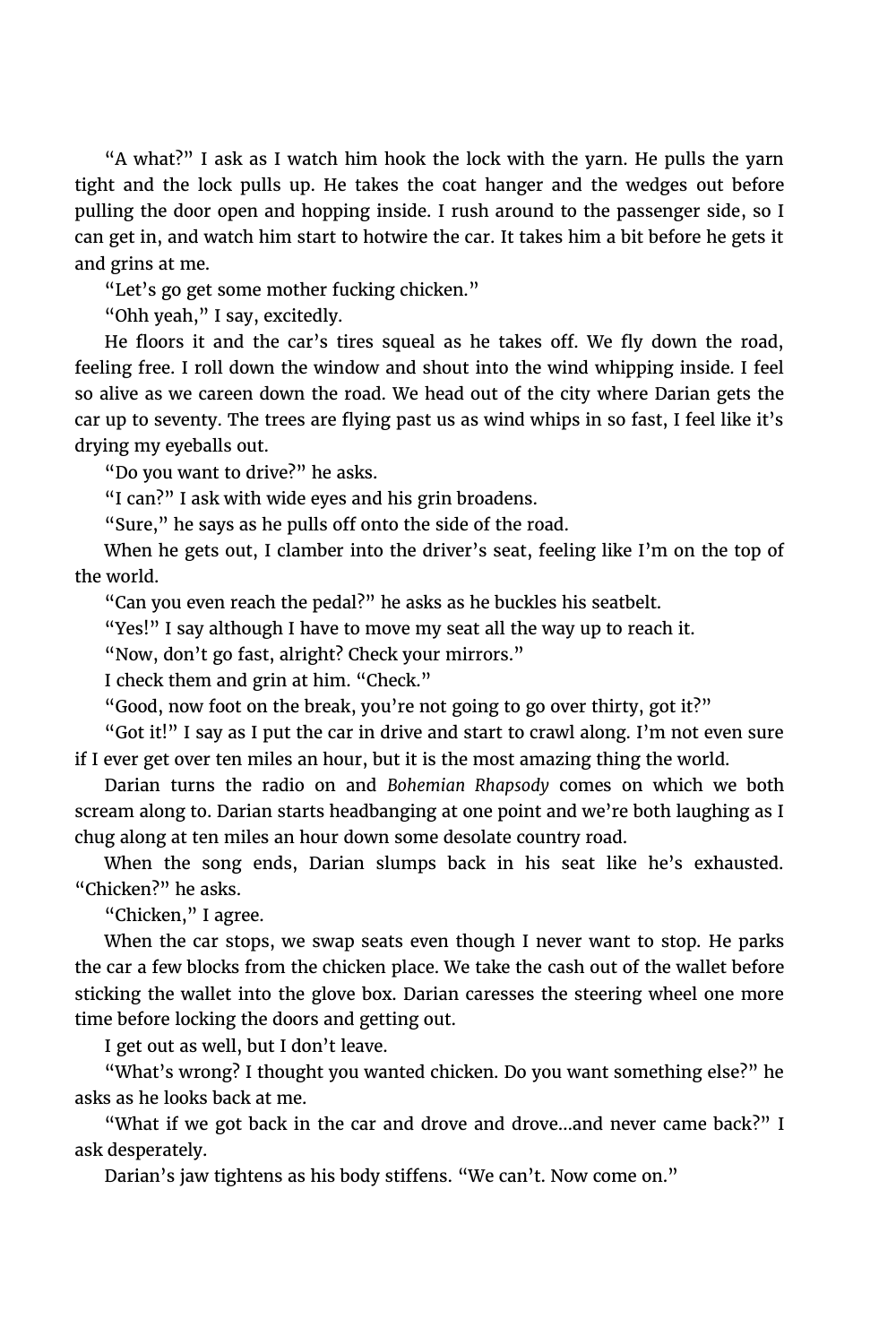"A what?" I ask as I watch him hook the lock with the yarn. He pulls the yarn tight and the lock pulls up. He takes the coat hanger and the wedges out before pulling the door open and hopping inside. I rush around to the passenger side, so I can get in, and watch him start to hotwire the car. It takes him a bit before he gets it and grins at me.

"Let's go get some mother fucking chicken."

"Ohh yeah," I say, excitedly.

He floors it and the car's tires squeal as he takes off. We fly down the road, feeling free. I roll down the window and shout into the wind whipping inside. I feel so alive as we careen down the road. We head out of the city where Darian gets the car up to seventy. The trees are flying past us as wind whips in so fast, I feel like it's drying my eyeballs out.

"Do you want to drive?" he asks.

"I can?" I ask with wide eyes and his grin broadens.

"Sure," he says as he pulls off onto the side of the road.

When he gets out, I clamber into the driver's seat, feeling like I'm on the top of the world.

"Can you even reach the pedal?" he asks as he buckles his seatbelt.

"Yes!" I say although I have to move my seat all the way up to reach it.

"Now, don't go fast, alright? Check your mirrors."

I check them and grin at him. "Check."

"Good, now foot on the break, you're not going to go over thirty, got it?"

"Got it!" I say as I put the car in drive and start to crawl along. I'm not even sure if I ever get over ten miles an hour, but it is the most amazing thing the world.

Darian turns the radio on and *Bohemian Rhapsody* comes on which we both scream along to. Darian starts headbanging at one point and we're both laughing as I chug along at ten miles an hour down some desolate country road.

When the song ends, Darian slumps back in his seat like he's exhausted. "Chicken?" he asks.

"Chicken," I agree.

When the car stops, we swap seats even though I never want to stop. He parks the car a few blocks from the chicken place. We take the cash out of the wallet before sticking the wallet into the glove box. Darian caresses the steering wheel one more time before locking the doors and getting out.

I get out as well, but I don't leave.

"What's wrong? I thought you wanted chicken. Do you want something else?" he asks as he looks back at me.

"What if we got back in the car and drove and drove…and never came back?" I ask desperately.

Darian's jaw tightens as his body stiffens. "We can't. Now come on."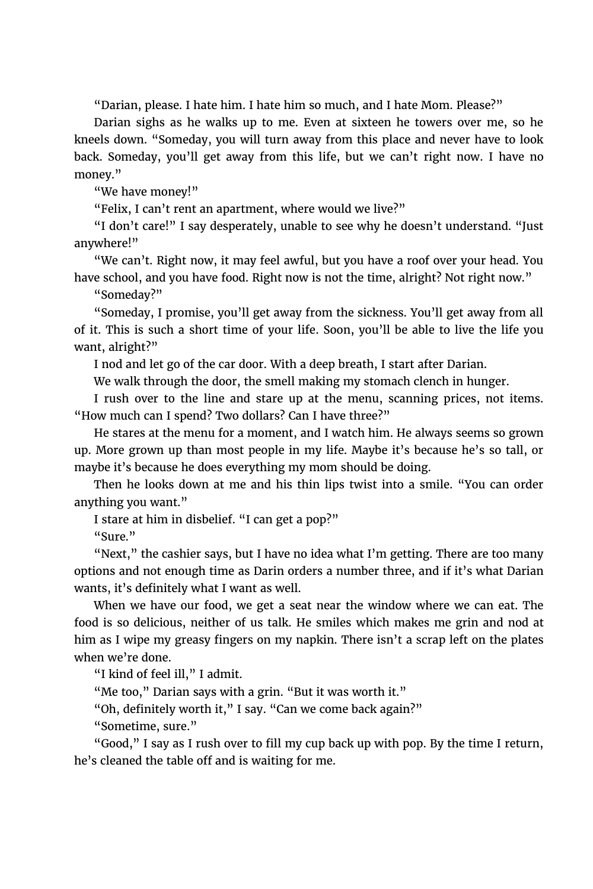"Darian, please. I hate him. I hate him so much, and I hate Mom. Please?"

Darian sighs as he walks up to me. Even at sixteen he towers over me, so he kneels down. "Someday, you will turn away from this place and never have to look back. Someday, you'll get away from this life, but we can't right now. I have no money."

"We have money!"

"Felix, I can't rent an apartment, where would we live?"

"I don't care!" I say desperately, unable to see why he doesn't understand. "Just anywhere!"

"We can't. Right now, it may feel awful, but you have a roof over your head. You have school, and you have food. Right now is not the time, alright? Not right now."

"Someday?"

"Someday, I promise, you'll get away from the sickness. You'll get away from all of it. This is such a short time of your life. Soon, you'll be able to live the life you want, alright?"

I nod and let go of the car door. With a deep breath, I start after Darian.

We walk through the door, the smell making my stomach clench in hunger.

I rush over to the line and stare up at the menu, scanning prices, not items. "How much can I spend? Two dollars? Can I have three?"

He stares at the menu for a moment, and I watch him. He always seems so grown up. More grown up than most people in my life. Maybe it's because he's so tall, or maybe it's because he does everything my mom should be doing.

Then he looks down at me and his thin lips twist into a smile. "You can order anything you want."

I stare at him in disbelief. "I can get a pop?"

"Sure."

"Next," the cashier says, but I have no idea what I'm getting. There are too many options and not enough time as Darin orders a number three, and if it's what Darian wants, it's definitely what I want as well.

When we have our food, we get a seat near the window where we can eat. The food is so delicious, neither of us talk. He smiles which makes me grin and nod at him as I wipe my greasy fingers on my napkin. There isn't a scrap left on the plates when we're done.

"I kind of feel ill," I admit.

"Me too," Darian says with a grin. "But it was worth it."

"Oh, definitely worth it," I say. "Can we come back again?"

"Sometime, sure."

"Good," I say as I rush over to fill my cup back up with pop. By the time I return, he's cleaned the table off and is waiting for me.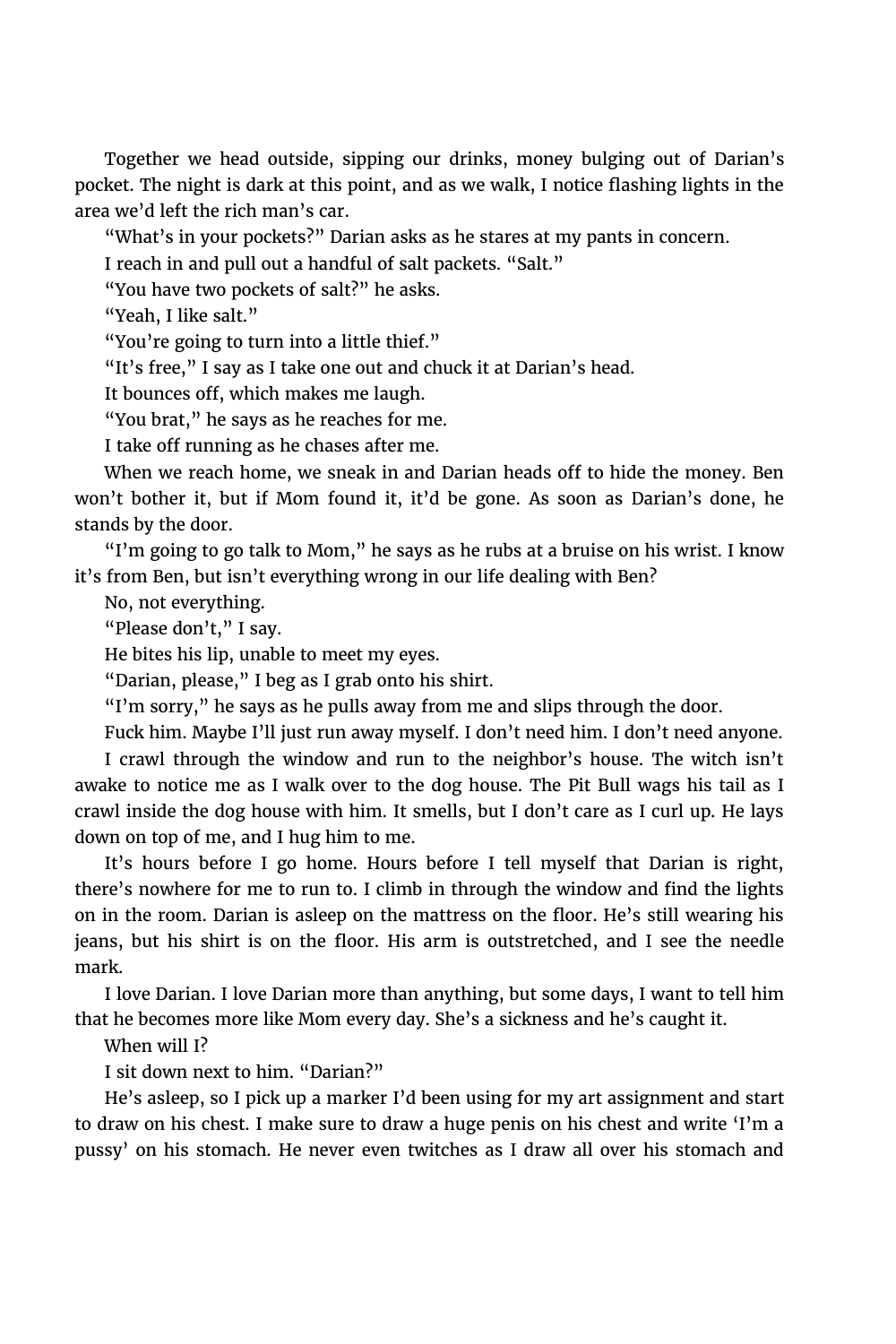Together we head outside, sipping our drinks, money bulging out of Darian's pocket. The night is dark at this point, and as we walk, I notice flashing lights in the area we'd left the rich man's car.

"What's in your pockets?" Darian asks as he stares at my pants in concern.

I reach in and pull out a handful of salt packets. "Salt."

"You have two pockets of salt?" he asks.

"Yeah, I like salt."

"You're going to turn into a little thief."

"It's free," I say as I take one out and chuck it at Darian's head.

It bounces off, which makes me laugh.

"You brat," he says as he reaches for me.

I take off running as he chases after me.

When we reach home, we sneak in and Darian heads off to hide the money. Ben won't bother it, but if Mom found it, it'd be gone. As soon as Darian's done, he stands by the door.

"I'm going to go talk to Mom," he says as he rubs at a bruise on his wrist. I know it's from Ben, but isn't everything wrong in our life dealing with Ben?

No, not everything.

"Please don't," I say.

He bites his lip, unable to meet my eyes.

"Darian, please," I beg as I grab onto his shirt.

"I'm sorry," he says as he pulls away from me and slips through the door.

Fuck him. Maybe I'll just run away myself. I don't need him. I don't need anyone.

I crawl through the window and run to the neighbor's house. The witch isn't awake to notice me as I walk over to the dog house. The Pit Bull wags his tail as I crawl inside the dog house with him. It smells, but I don't care as I curl up. He lays down on top of me, and I hug him to me.

It's hours before I go home. Hours before I tell myself that Darian is right, there's nowhere for me to run to. I climb in through the window and find the lights on in the room. Darian is asleep on the mattress on the floor. He's still wearing his jeans, but his shirt is on the floor. His arm is outstretched, and I see the needle mark.

I love Darian. I love Darian more than anything, but some days, I want to tell him that he becomes more like Mom every day. She's a sickness and he's caught it.

When will I?

I sit down next to him. "Darian?"

He's asleep, so I pick up a marker I'd been using for my art assignment and start to draw on his chest. I make sure to draw a huge penis on his chest and write 'I'm a pussy' on his stomach. He never even twitches as I draw all over his stomach and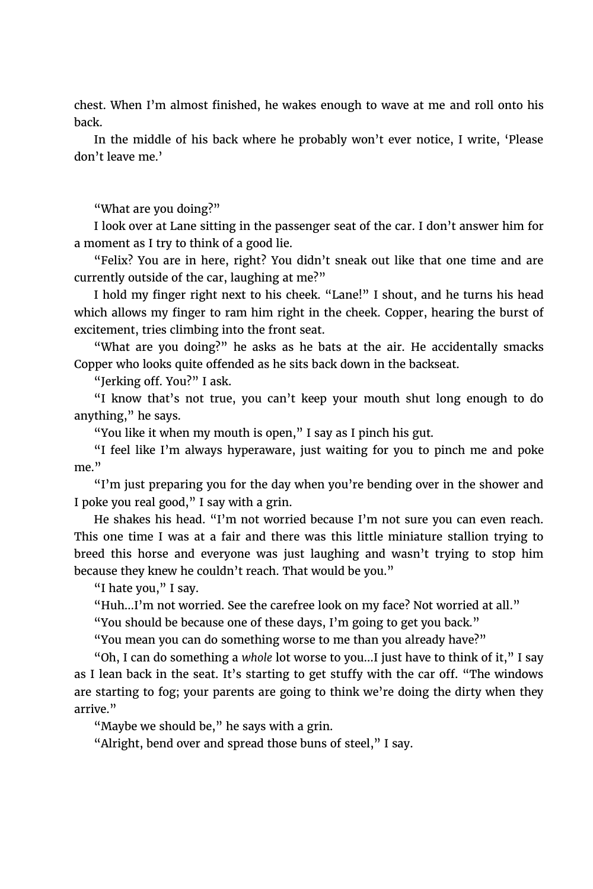chest. When I'm almost finished, he wakes enough to wave at me and roll onto his back.

In the middle of his back where he probably won't ever notice, I write, 'Please don't leave me.'

"What are you doing?"

I look over at Lane sitting in the passenger seat of the car. I don't answer him for a moment as I try to think of a good lie.

"Felix? You are in here, right? You didn't sneak out like that one time and are currently outside of the car, laughing at me?"

I hold my finger right next to his cheek. "Lane!" I shout, and he turns his head which allows my finger to ram him right in the cheek. Copper, hearing the burst of excitement, tries climbing into the front seat.

"What are you doing?" he asks as he bats at the air. He accidentally smacks Copper who looks quite offended as he sits back down in the backseat.

"Jerking off. You?" I ask.

"I know that's not true, you can't keep your mouth shut long enough to do anything," he says.

"You like it when my mouth is open," I say as I pinch his gut.

"I feel like I'm always hyperaware, just waiting for you to pinch me and poke me."

"I'm just preparing you for the day when you're bending over in the shower and I poke you real good," I say with a grin.

He shakes his head. "I'm not worried because I'm not sure you can even reach. This one time I was at a fair and there was this little miniature stallion trying to breed this horse and everyone was just laughing and wasn't trying to stop him because they knew he couldn't reach. That would be you."

"I hate you," I say.

"Huh…I'm not worried. See the carefree look on my face? Not worried at all."

"You should be because one of these days, I'm going to get you back."

"You mean you can do something worse to me than you already have?"

"Oh, I can do something a *whole* lot worse to you…I just have to think of it," I say as I lean back in the seat. It's starting to get stuffy with the car off. "The windows are starting to fog; your parents are going to think we're doing the dirty when they arrive."

"Maybe we should be," he says with a grin.

"Alright, bend over and spread those buns of steel," I say.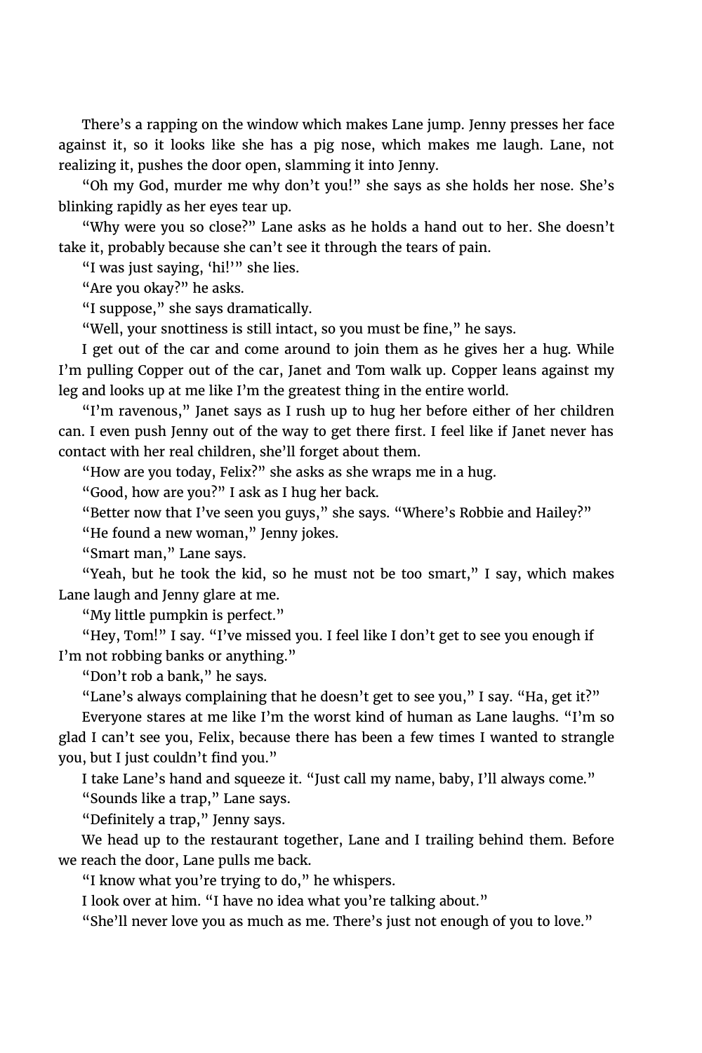There's a rapping on the window which makes Lane jump. Jenny presses her face against it, so it looks like she has a pig nose, which makes me laugh. Lane, not realizing it, pushes the door open, slamming it into Jenny.

"Oh my God, murder me why don't you!" she says as she holds her nose. She's blinking rapidly as her eyes tear up.

"Why were you so close?" Lane asks as he holds a hand out to her. She doesn't take it, probably because she can't see it through the tears of pain.

"I was just saying, 'hi!'" she lies.

"Are you okay?" he asks.

"I suppose," she says dramatically.

"Well, your snottiness is still intact, so you must be fine," he says.

I get out of the car and come around to join them as he gives her a hug. While I'm pulling Copper out of the car, Janet and Tom walk up. Copper leans against my leg and looks up at me like I'm the greatest thing in the entire world.

"I'm ravenous," Janet says as I rush up to hug her before either of her children can. I even push Jenny out of the way to get there first. I feel like if Janet never has contact with her real children, she'll forget about them.

"How are you today, Felix?" she asks as she wraps me in a hug.

"Good, how are you?" I ask as I hug her back.

"Better now that I've seen you guys," she says. "Where's Robbie and Hailey?"

"He found a new woman," Jenny jokes.

"Smart man," Lane says.

"Yeah, but he took the kid, so he must not be too smart," I say, which makes Lane laugh and Jenny glare at me.

"My little pumpkin is perfect."

"Hey, Tom!" I say. "I've missed you. I feel like I don't get to see you enough if I'm not robbing banks or anything."

"Don't rob a bank," he says.

"Lane's always complaining that he doesn't get to see you," I say. "Ha, get it?"

Everyone stares at me like I'm the worst kind of human as Lane laughs. "I'm so glad I can't see you, Felix, because there has been a few times I wanted to strangle you, but I just couldn't find you."

I take Lane's hand and squeeze it. "Just call my name, baby, I'll always come."

"Sounds like a trap," Lane says.

"Definitely a trap," Jenny says.

We head up to the restaurant together, Lane and I trailing behind them. Before we reach the door, Lane pulls me back.

"I know what you're trying to do," he whispers.

I look over at him. "I have no idea what you're talking about."

"She'll never love you as much as me. There's just not enough of you to love."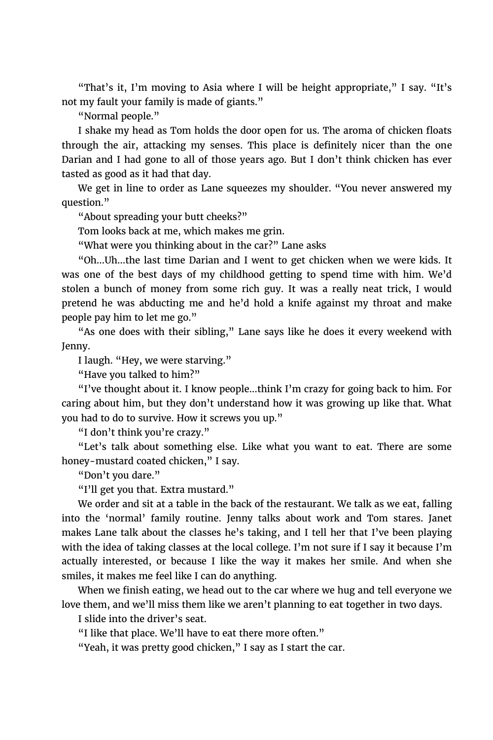"That's it, I'm moving to Asia where I will be height appropriate," I say. "It's not my fault your family is made of giants."

"Normal people."

I shake my head as Tom holds the door open for us. The aroma of chicken floats through the air, attacking my senses. This place is definitely nicer than the one Darian and I had gone to all of those years ago. But I don't think chicken has ever tasted as good as it had that day.

We get in line to order as Lane squeezes my shoulder. "You never answered my question."

"About spreading your butt cheeks?"

Tom looks back at me, which makes me grin.

"What were you thinking about in the car?" Lane asks

"Oh…Uh…the last time Darian and I went to get chicken when we were kids. It was one of the best days of my childhood getting to spend time with him. We'd stolen a bunch of money from some rich guy. It was a really neat trick, I would pretend he was abducting me and he'd hold a knife against my throat and make people pay him to let me go."

"As one does with their sibling," Lane says like he does it every weekend with Jenny.

I laugh. "Hey, we were starving."

"Have you talked to him?"

"I've thought about it. I know people…think I'm crazy for going back to him. For caring about him, but they don't understand how it was growing up like that. What you had to do to survive. How it screws you up."

"I don't think you're crazy."

"Let's talk about something else. Like what you want to eat. There are some honey-mustard coated chicken," I say.

"Don't you dare."

"I'll get you that. Extra mustard."

We order and sit at a table in the back of the restaurant. We talk as we eat, falling into the 'normal' family routine. Jenny talks about work and Tom stares. Janet makes Lane talk about the classes he's taking, and I tell her that I've been playing with the idea of taking classes at the local college. I'm not sure if I say it because I'm actually interested, or because I like the way it makes her smile. And when she smiles, it makes me feel like I can do anything.

When we finish eating, we head out to the car where we hug and tell everyone we love them, and we'll miss them like we aren't planning to eat together in two days.

I slide into the driver's seat.

"I like that place. We'll have to eat there more often."

"Yeah, it was pretty good chicken," I say as I start the car.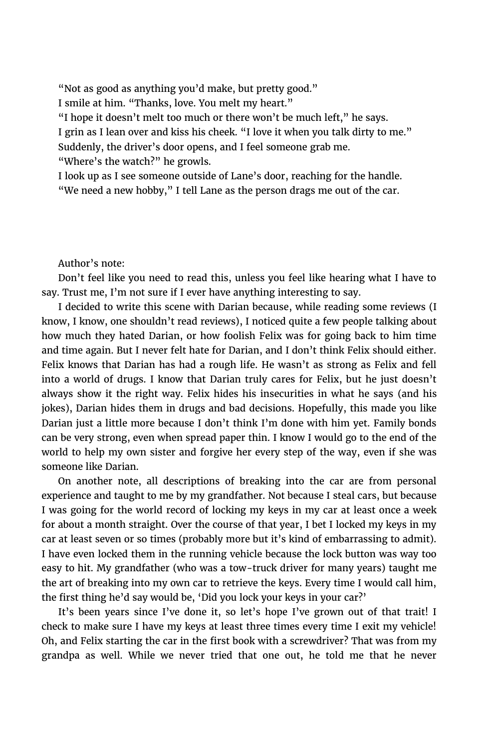"Not as good as anything you'd make, but pretty good."

I smile at him. "Thanks, love. You melt my heart."

"I hope it doesn't melt too much or there won't be much left," he says.

I grin as I lean over and kiss his cheek. "I love it when you talk dirty to me."

Suddenly, the driver's door opens, and I feel someone grab me.

"Where's the watch?" he growls.

I look up as I see someone outside of Lane's door, reaching for the handle.

"We need a new hobby," I tell Lane as the person drags me out of the car.

Author's note:

Don't feel like you need to read this, unless you feel like hearing what I have to say. Trust me, I'm not sure if I ever have anything interesting to say.

I decided to write this scene with Darian because, while reading some reviews (I know, I know, one shouldn't read reviews), I noticed quite a few people talking about how much they hated Darian, or how foolish Felix was for going back to him time and time again. But I never felt hate for Darian, and I don't think Felix should either. Felix knows that Darian has had a rough life. He wasn't as strong as Felix and fell into a world of drugs. I know that Darian truly cares for Felix, but he just doesn't always show it the right way. Felix hides his insecurities in what he says (and his jokes), Darian hides them in drugs and bad decisions. Hopefully, this made you like Darian just a little more because I don't think I'm done with him yet. Family bonds can be very strong, even when spread paper thin. I know I would go to the end of the world to help my own sister and forgive her every step of the way, even if she was someone like Darian.

On another note, all descriptions of breaking into the car are from personal experience and taught to me by my grandfather. Not because I steal cars, but because I was going for the world record of locking my keys in my car at least once a week for about a month straight. Over the course of that year, I bet I locked my keys in my car at least seven or so times (probably more but it's kind of embarrassing to admit). I have even locked them in the running vehicle because the lock button was way too easy to hit. My grandfather (who was a tow-truck driver for many years) taught me the art of breaking into my own car to retrieve the keys. Every time I would call him, the first thing he'd say would be, 'Did you lock your keys in your car?'

It's been years since I've done it, so let's hope I've grown out of that trait! I check to make sure I have my keys at least three times every time I exit my vehicle! Oh, and Felix starting the car in the first book with a screwdriver? That was from my grandpa as well. While we never tried that one out, he told me that he never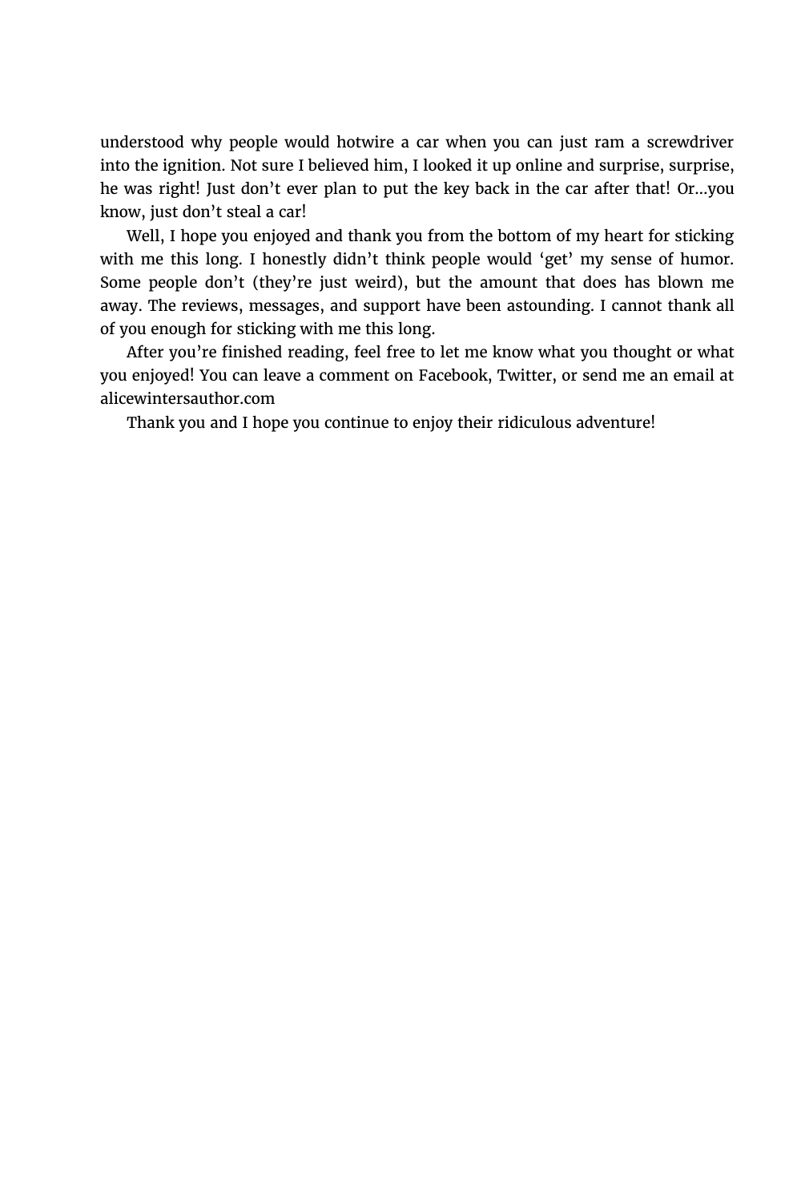understood why people would hotwire a car when you can just ram a screwdriver into the ignition. Not sure I believed him, I looked it up online and surprise, surprise, he was right! Just don't ever plan to put the key back in the car after that! Or…you know, just don't steal a car!

Well, I hope you enjoyed and thank you from the bottom of my heart for sticking with me this long. I honestly didn't think people would 'get' my sense of humor. Some people don't (they're just weird), but the amount that does has blown me away. The reviews, messages, and support have been astounding. I cannot thank all of you enough for sticking with me this long.

After you're finished reading, feel free to let me know what you thought or what you enjoyed! You can leave a comment on Facebook, Twitter, or send me an email at alicewintersauthor.com

Thank you and I hope you continue to enjoy their ridiculous adventure!